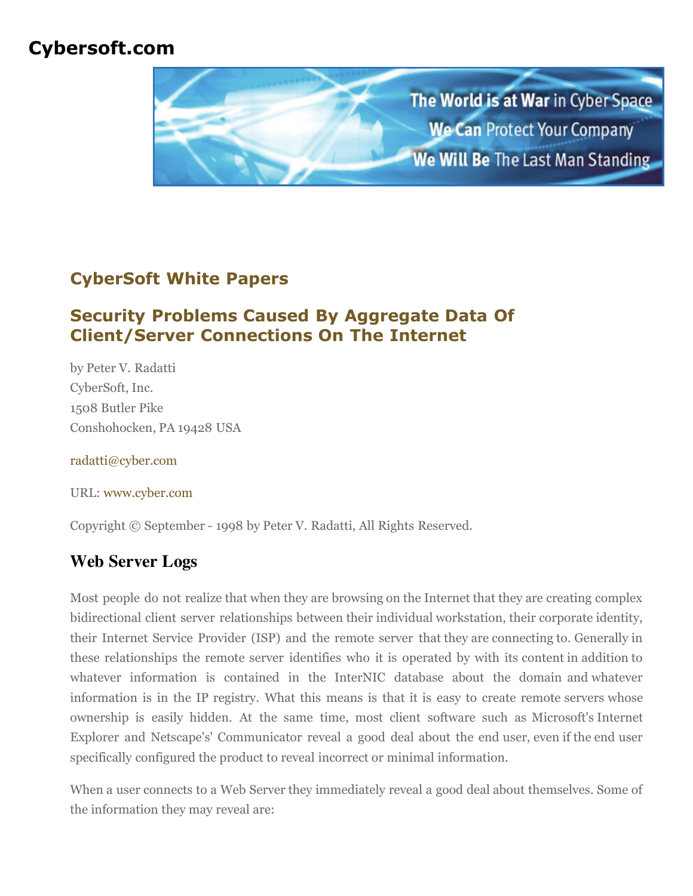# Cybersoft.com

## CyberSoft White Papers

## Security Problems Caused By Aggregate Data Of Client/Server Connections On The Internet

by Peter V. Radatti
CyberSoft, Inc.
1508 Butler Pike
Conshohocken, PA 19428 USA

radatti@cyber.com

URL: www.cyber.com

Copyright © September - 1998 by Peter V. Radatti, All Rights Reserved.

### Web Server Logs

Most people do not realize that when they are browsing on the Internet that they are creating complex bidirectional client server relationships between their individual workstation, their corporate identity, their Internet Service Provider (ISP) and the remote server that they are connecting to. Generally in these relationships the remote server identifies who it is operated by with its content in addition to whatever information is contained in the InterNIC database about the domain and whatever information is in the IP registry. What this means is that it is easy to create remote servers whose ownership is easily hidden. At the same time, most client software such as Microsoft's Internet Explorer and Netscape's' Communicator reveal a good deal about the end user, even if the end user specifically configured the product to reveal incorrect or minimal information.

When a user connects to a Web Server they immediately reveal a good deal about themselves. Some of the information they may reveal are: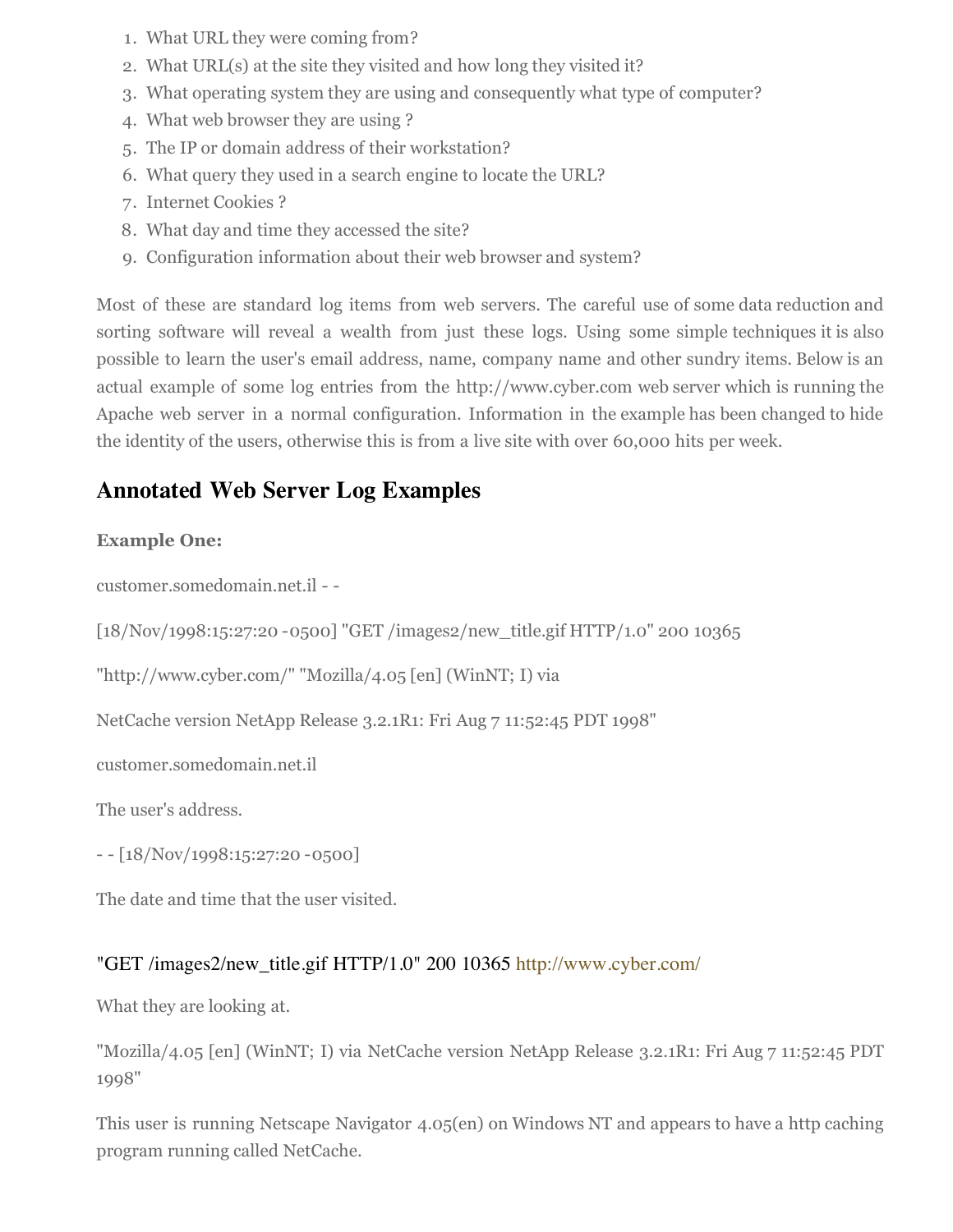1. What URL they were coming from?
2. What URL(s) at the site they visited and how long they visited it?
3. What operating system they are using and consequently what type of computer?
4. What web browser they are using ?
5. The IP or domain address of their workstation?
6. What query they used in a search engine to locate the URL?
7. Internet Cookies ?
8. What day and time they accessed the site?
9. Configuration information about their web browser and system?

Most of these are standard log items from web servers. The careful use of some data reduction and sorting software will reveal a wealth from just these logs. Using some simple techniques it is also possible to learn the user's email address, name, company name and other sundry items. Below is an actual example of some log entries from the http://www.cyber.com web server which is running the Apache web server in a normal configuration. Information in the example has been changed to hide the identity of the users, otherwise this is from a live site with over 60,000 hits per week.

## Annotated Web Server Log Examples

**Example One:**

customer.somedomain.net.il - -

[18/Nov/1998:15:27:20 -0500] "GET /images2/new_title.gif HTTP/1.0" 200 10365

"http://www.cyber.com/" "Mozilla/4.05 [en] (WinNT; I) via

NetCache version NetApp Release 3.2.1R1: Fri Aug 7 11:52:45 PDT 1998"

customer.somedomain.net.il

The user's address.

- - [18/Nov/1998:15:27:20 -0500]

The date and time that the user visited.

"GET /images2/new_title.gif HTTP/1.0" 200 10365 http://www.cyber.com/

What they are looking at.

"Mozilla/4.05 [en] (WinNT; I) via NetCache version NetApp Release 3.2.1R1: Fri Aug 7 11:52:45 PDT 1998"

This user is running Netscape Navigator 4.05(en) on Windows NT and appears to have a http caching program running called NetCache.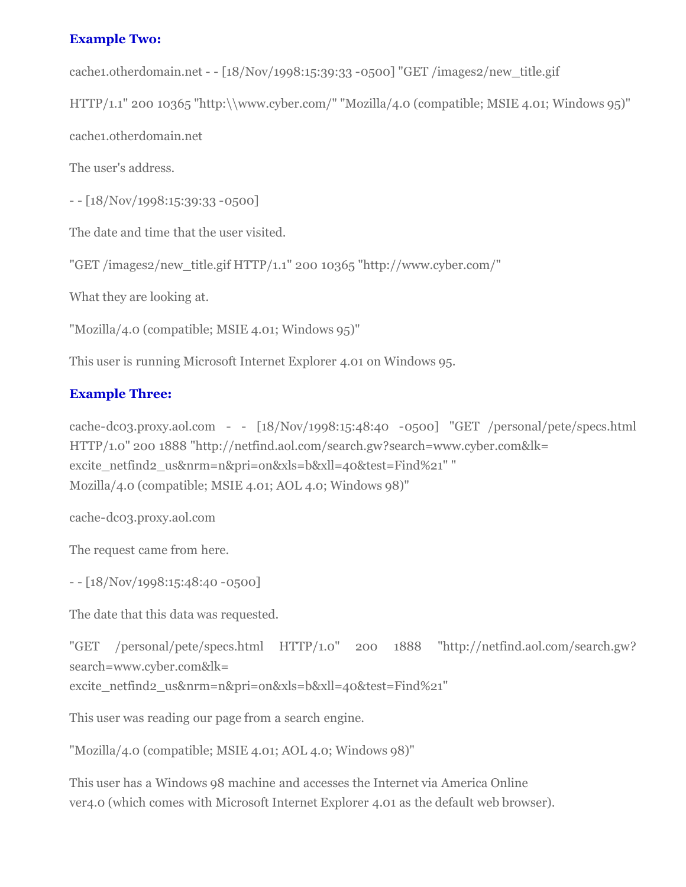### Example Two:

cache1.otherdomain.net - - [18/Nov/1998:15:39:33 -0500] "GET /images2/new_title.gif

HTTP/1.1" 200 10365 "http:\\www.cyber.com/" "Mozilla/4.0 (compatible; MSIE 4.01; Windows 95)"

cache1.otherdomain.net

The user's address.

- - [18/Nov/1998:15:39:33 -0500]

The date and time that the user visited.

"GET /images2/new_title.gif HTTP/1.1" 200 10365 "http://www.cyber.com/"

What they are looking at.

"Mozilla/4.0 (compatible; MSIE 4.01; Windows 95)"

This user is running Microsoft Internet Explorer 4.01 on Windows 95.

### Example Three:

cache-dc03.proxy.aol.com - - [18/Nov/1998:15:48:40 -0500] "GET /personal/pete/specs.html HTTP/1.0" 200 1888 "http://netfind.aol.com/search.gw?search=www.cyber.com&lk=excite_netfind2_us&nrm=n&pri=on&xls=b&xll=40&test=Find%21" "Mozilla/4.0 (compatible; MSIE 4.01; AOL 4.0; Windows 98)"

cache-dc03.proxy.aol.com

The request came from here.

- - [18/Nov/1998:15:48:40 -0500]

The date that this data was requested.

"GET /personal/pete/specs.html HTTP/1.0" 200 1888 "http://netfind.aol.com/search.gw?search=www.cyber.com&lk=excite_netfind2_us&nrm=n&pri=on&xls=b&xll=40&test=Find%21"

This user was reading our page from a search engine.

"Mozilla/4.0 (compatible; MSIE 4.01; AOL 4.0; Windows 98)"

This user has a Windows 98 machine and accesses the Internet via America Online ver4.0 (which comes with Microsoft Internet Explorer 4.01 as the default web browser).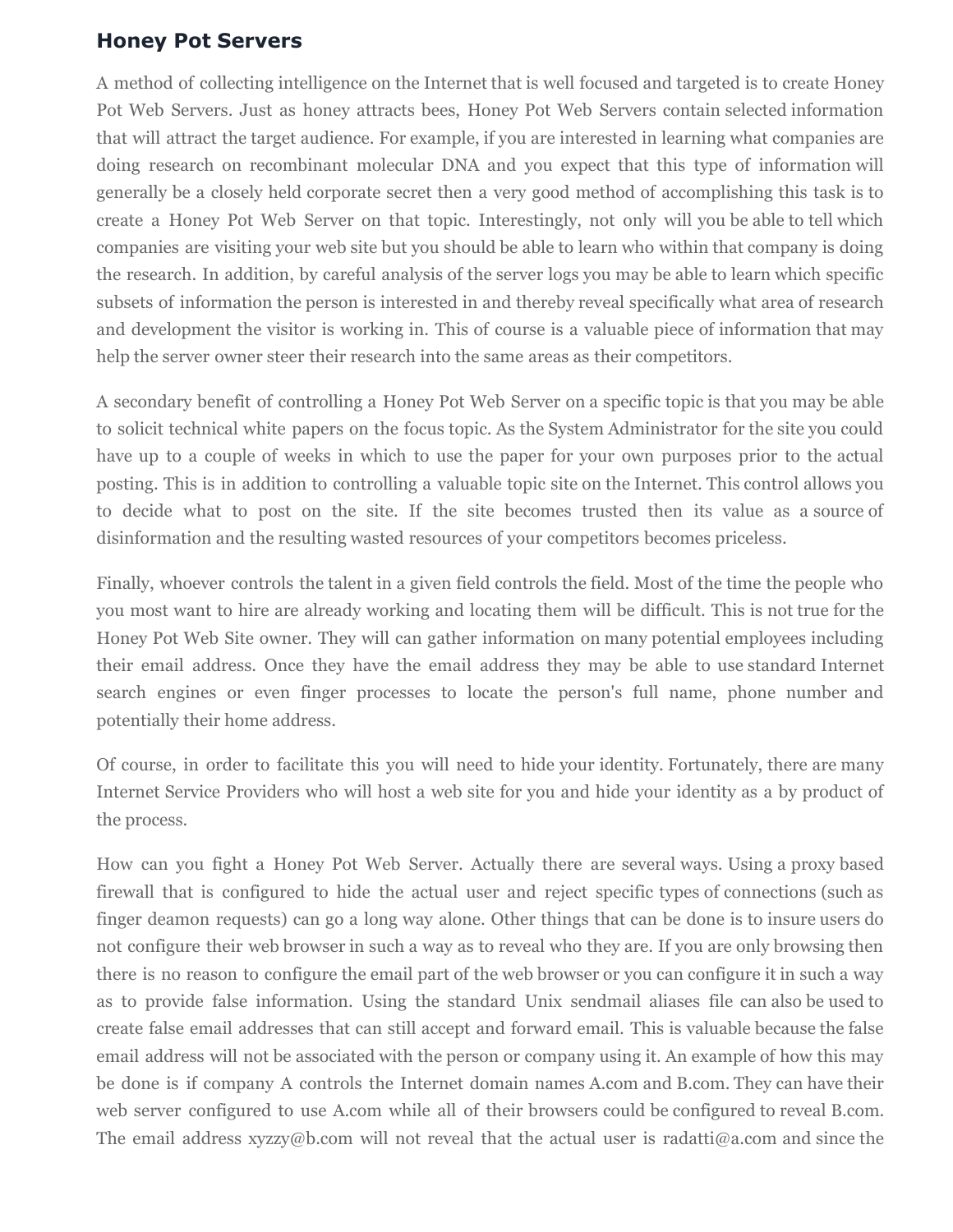## Honey Pot Servers

A method of collecting intelligence on the Internet that is well focused and targeted is to create Honey Pot Web Servers. Just as honey attracts bees, Honey Pot Web Servers contain selected information that will attract the target audience. For example, if you are interested in learning what companies are doing research on recombinant molecular DNA and you expect that this type of information will generally be a closely held corporate secret then a very good method of accomplishing this task is to create a Honey Pot Web Server on that topic. Interestingly, not only will you be able to tell which companies are visiting your web site but you should be able to learn who within that company is doing the research. In addition, by careful analysis of the server logs you may be able to learn which specific subsets of information the person is interested in and thereby reveal specifically what area of research and development the visitor is working in. This of course is a valuable piece of information that may help the server owner steer their research into the same areas as their competitors.

A secondary benefit of controlling a Honey Pot Web Server on a specific topic is that you may be able to solicit technical white papers on the focus topic. As the System Administrator for the site you could have up to a couple of weeks in which to use the paper for your own purposes prior to the actual posting. This is in addition to controlling a valuable topic site on the Internet. This control allows you to decide what to post on the site. If the site becomes trusted then its value as a source of disinformation and the resulting wasted resources of your competitors becomes priceless.

Finally, whoever controls the talent in a given field controls the field. Most of the time the people who you most want to hire are already working and locating them will be difficult. This is not true for the Honey Pot Web Site owner. They will can gather information on many potential employees including their email address. Once they have the email address they may be able to use standard Internet search engines or even finger processes to locate the person's full name, phone number and potentially their home address.

Of course, in order to facilitate this you will need to hide your identity. Fortunately, there are many Internet Service Providers who will host a web site for you and hide your identity as a by product of the process.

How can you fight a Honey Pot Web Server. Actually there are several ways. Using a proxy based firewall that is configured to hide the actual user and reject specific types of connections (such as finger deamon requests) can go a long way alone. Other things that can be done is to insure users do not configure their web browser in such a way as to reveal who they are. If you are only browsing then there is no reason to configure the email part of the web browser or you can configure it in such a way as to provide false information. Using the standard Unix sendmail aliases file can also be used to create false email addresses that can still accept and forward email. This is valuable because the false email address will not be associated with the person or company using it. An example of how this may be done is if company A controls the Internet domain names A.com and B.com. They can have their web server configured to use A.com while all of their browsers could be configured to reveal B.com. The email address xyzzy@b.com will not reveal that the actual user is radatti@a.com and since the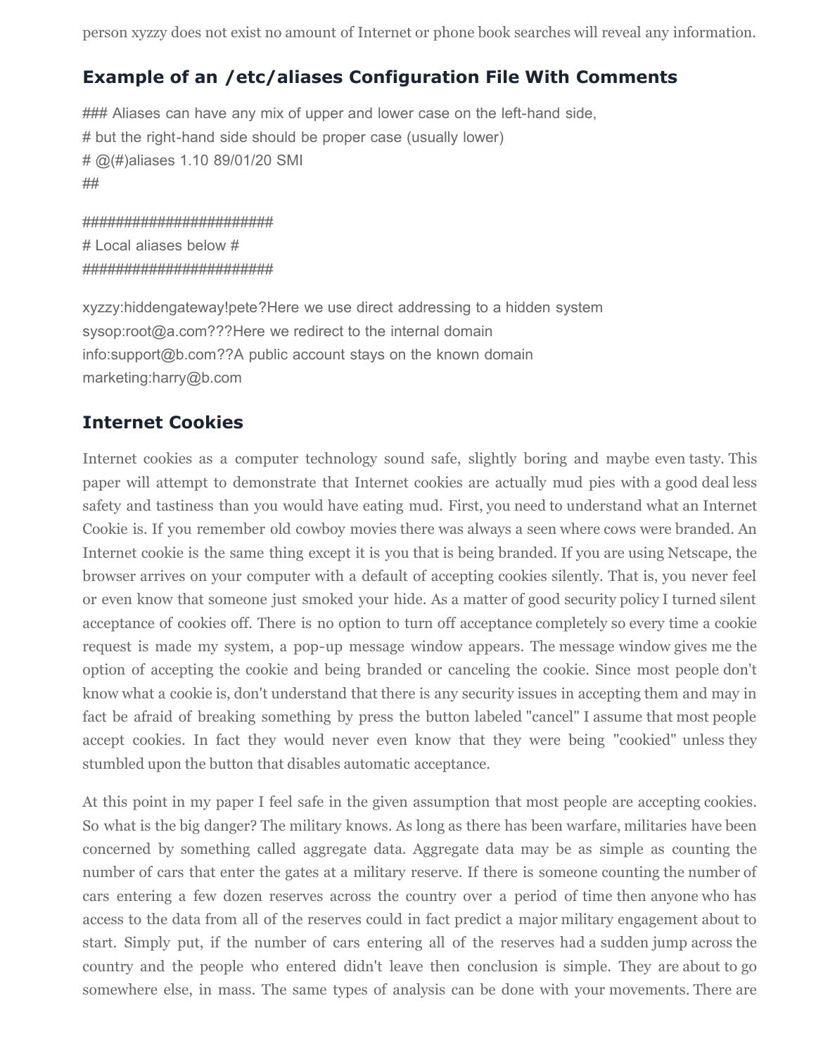person xyzzy does not exist no amount of Internet or phone book searches will reveal any information.

## Example of an /etc/aliases Configuration File With Comments

```
### Aliases can have any mix of upper and lower case on the left-hand side,
# but the right-hand side should be proper case (usually lower)
# @(#)aliases 1.10 89/01/20 SMI
##

#######################
# Local aliases below #
#######################

xyzzy:hiddengateway!pete?Here we use direct addressing to a hidden system
sysop:root@a.com???Here we redirect to the internal domain
info:support@b.com??A public account stays on the known domain
marketing:harry@b.com
```

## Internet Cookies

Internet cookies as a computer technology sound safe, slightly boring and maybe even tasty. This paper will attempt to demonstrate that Internet cookies are actually mud pies with a good deal less safety and tastiness than you would have eating mud. First, you need to understand what an Internet Cookie is. If you remember old cowboy movies there was always a seen where cows were branded. An Internet cookie is the same thing except it is you that is being branded. If you are using Netscape, the browser arrives on your computer with a default of accepting cookies silently. That is, you never feel or even know that someone just smoked your hide. As a matter of good security policy I turned silent acceptance of cookies off. There is no option to turn off acceptance completely so every time a cookie request is made my system, a pop-up message window appears. The message window gives me the option of accepting the cookie and being branded or canceling the cookie. Since most people don't know what a cookie is, don't understand that there is any security issues in accepting them and may in fact be afraid of breaking something by press the button labeled "cancel" I assume that most people accept cookies. In fact they would never even know that they were being "cookied" unless they stumbled upon the button that disables automatic acceptance.

At this point in my paper I feel safe in the given assumption that most people are accepting cookies. So what is the big danger? The military knows. As long as there has been warfare, militaries have been concerned by something called aggregate data. Aggregate data may be as simple as counting the number of cars that enter the gates at a military reserve. If there is someone counting the number of cars entering a few dozen reserves across the country over a period of time then anyone who has access to the data from all of the reserves could in fact predict a major military engagement about to start. Simply put, if the number of cars entering all of the reserves had a sudden jump across the country and the people who entered didn't leave then conclusion is simple. They are about to go somewhere else, in mass. The same types of analysis can be done with your movements. There are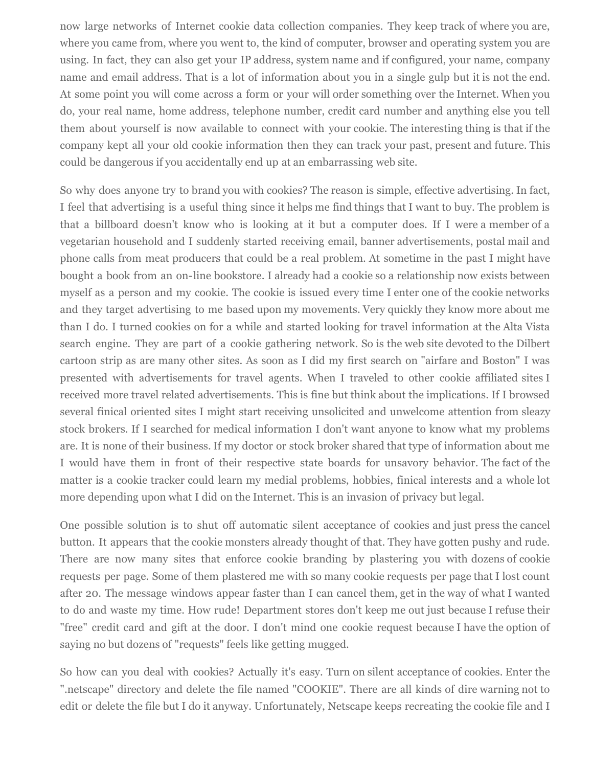now large networks of Internet cookie data collection companies. They keep track of where you are, where you came from, where you went to, the kind of computer, browser and operating system you are using. In fact, they can also get your IP address, system name and if configured, your name, company name and email address. That is a lot of information about you in a single gulp but it is not the end. At some point you will come across a form or your will order something over the Internet. When you do, your real name, home address, telephone number, credit card number and anything else you tell them about yourself is now available to connect with your cookie. The interesting thing is that if the company kept all your old cookie information then they can track your past, present and future. This could be dangerous if you accidentally end up at an embarrassing web site.

So why does anyone try to brand you with cookies? The reason is simple, effective advertising. In fact, I feel that advertising is a useful thing since it helps me find things that I want to buy. The problem is that a billboard doesn't know who is looking at it but a computer does. If I were a member of a vegetarian household and I suddenly started receiving email, banner advertisements, postal mail and phone calls from meat producers that could be a real problem. At sometime in the past I might have bought a book from an on-line bookstore. I already had a cookie so a relationship now exists between myself as a person and my cookie. The cookie is issued every time I enter one of the cookie networks and they target advertising to me based upon my movements. Very quickly they know more about me than I do. I turned cookies on for a while and started looking for travel information at the Alta Vista search engine. They are part of a cookie gathering network. So is the web site devoted to the Dilbert cartoon strip as are many other sites. As soon as I did my first search on "airfare and Boston" I was presented with advertisements for travel agents. When I traveled to other cookie affiliated sites I received more travel related advertisements. This is fine but think about the implications. If I browsed several finical oriented sites I might start receiving unsolicited and unwelcome attention from sleazy stock brokers. If I searched for medical information I don't want anyone to know what my problems are. It is none of their business. If my doctor or stock broker shared that type of information about me I would have them in front of their respective state boards for unsavory behavior. The fact of the matter is a cookie tracker could learn my medial problems, hobbies, finical interests and a whole lot more depending upon what I did on the Internet. This is an invasion of privacy but legal.

One possible solution is to shut off automatic silent acceptance of cookies and just press the cancel button. It appears that the cookie monsters already thought of that. They have gotten pushy and rude. There are now many sites that enforce cookie branding by plastering you with dozens of cookie requests per page. Some of them plastered me with so many cookie requests per page that I lost count after 20. The message windows appear faster than I can cancel them, get in the way of what I wanted to do and waste my time. How rude! Department stores don't keep me out just because I refuse their "free" credit card and gift at the door. I don't mind one cookie request because I have the option of saying no but dozens of "requests" feels like getting mugged.

So how can you deal with cookies? Actually it's easy. Turn on silent acceptance of cookies. Enter the ".netscape" directory and delete the file named "COOKIE". There are all kinds of dire warning not to edit or delete the file but I do it anyway. Unfortunately, Netscape keeps recreating the cookie file and I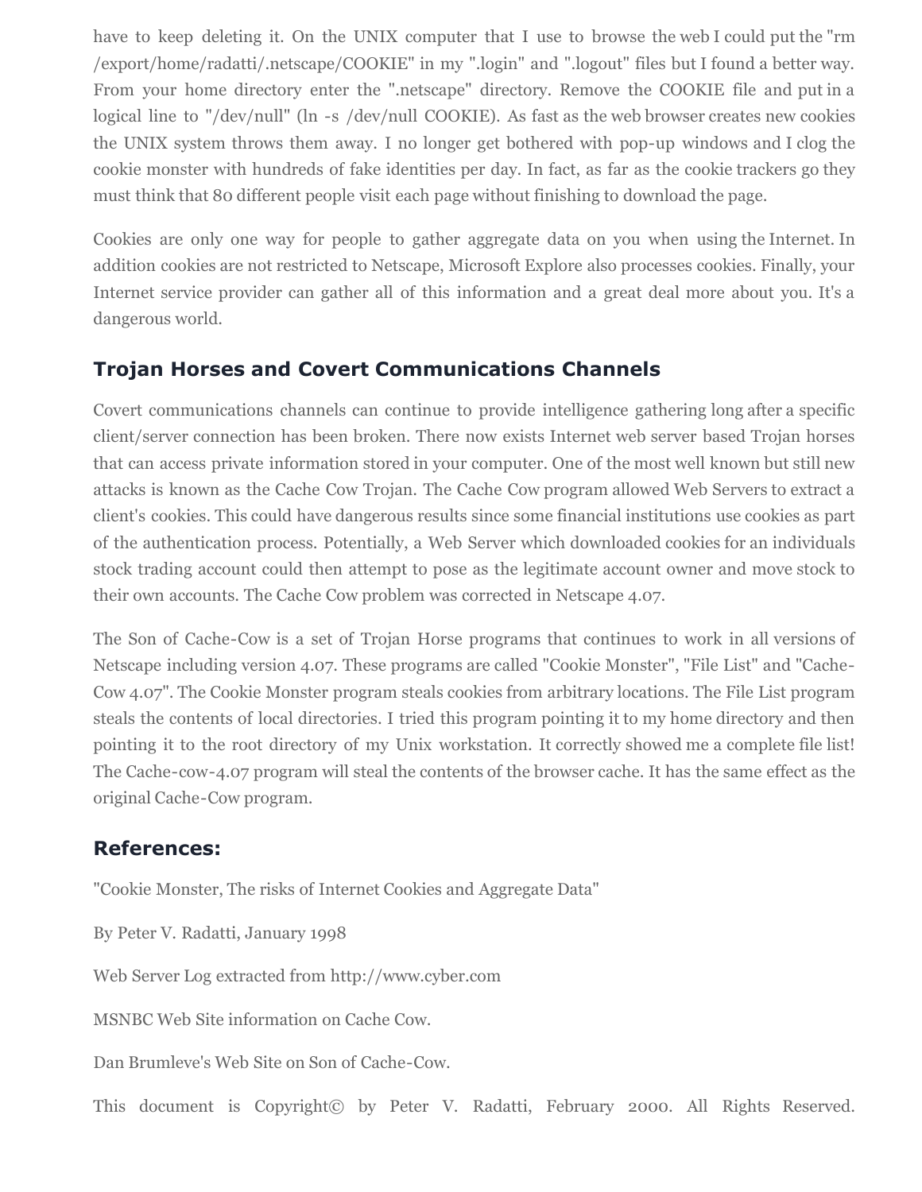have to keep deleting it. On the UNIX computer that I use to browse the web I could put the "rm /export/home/radatti/.netscape/COOKIE" in my ".login" and ".logout" files but I found a better way. From your home directory enter the ".netscape" directory. Remove the COOKIE file and put in a logical line to "/dev/null" (ln -s /dev/null COOKIE). As fast as the web browser creates new cookies the UNIX system throws them away. I no longer get bothered with pop-up windows and I clog the cookie monster with hundreds of fake identities per day. In fact, as far as the cookie trackers go they must think that 80 different people visit each page without finishing to download the page.

Cookies are only one way for people to gather aggregate data on you when using the Internet. In addition cookies are not restricted to Netscape, Microsoft Explore also processes cookies. Finally, your Internet service provider can gather all of this information and a great deal more about you. It's a dangerous world.

## Trojan Horses and Covert Communications Channels

Covert communications channels can continue to provide intelligence gathering long after a specific client/server connection has been broken. There now exists Internet web server based Trojan horses that can access private information stored in your computer. One of the most well known but still new attacks is known as the Cache Cow Trojan. The Cache Cow program allowed Web Servers to extract a client's cookies. This could have dangerous results since some financial institutions use cookies as part of the authentication process. Potentially, a Web Server which downloaded cookies for an individuals stock trading account could then attempt to pose as the legitimate account owner and move stock to their own accounts. The Cache Cow problem was corrected in Netscape 4.07.

The Son of Cache-Cow is a set of Trojan Horse programs that continues to work in all versions of Netscape including version 4.07. These programs are called "Cookie Monster", "File List" and "Cache-Cow 4.07". The Cookie Monster program steals cookies from arbitrary locations. The File List program steals the contents of local directories. I tried this program pointing it to my home directory and then pointing it to the root directory of my Unix workstation. It correctly showed me a complete file list! The Cache-cow-4.07 program will steal the contents of the browser cache. It has the same effect as the original Cache-Cow program.

## References:

"Cookie Monster, The risks of Internet Cookies and Aggregate Data"

By Peter V. Radatti, January 1998

Web Server Log extracted from http://www.cyber.com

MSNBC Web Site information on Cache Cow.

Dan Brumleve's Web Site on Son of Cache-Cow.

This document is Copyright© by Peter V. Radatti, February 2000. All Rights Reserved.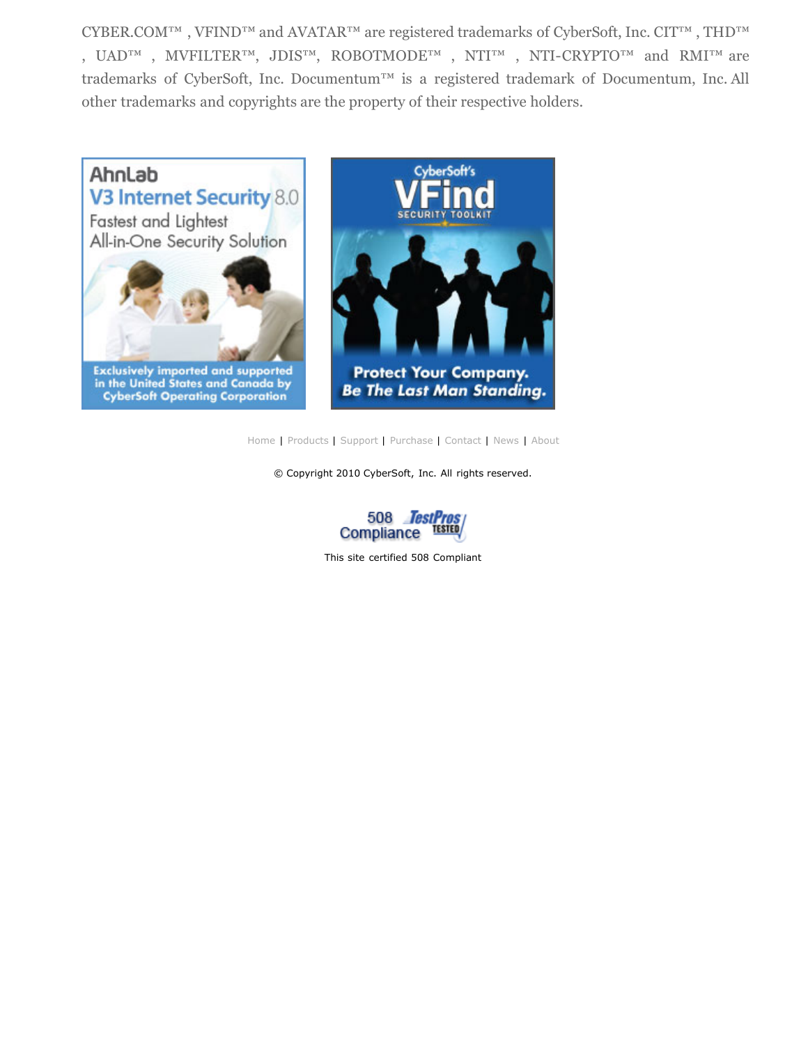CYBER.COM™ , VFIND™ and AVATAR™ are registered trademarks of CyberSoft, Inc. CIT™ , THD™ , UAD™ , MVFILTER™, JDIS™, ROBOTMODE™ , NTI™ , NTI-CRYPTO™ and RMI™ are trademarks of CyberSoft, Inc. Documentum™ is a registered trademark of Documentum, Inc. All other trademarks and copyrights are the property of their respective holders.

Home | Products | Support | Purchase | Contact | News | About

© Copyright 2010 CyberSoft, Inc. All rights reserved.

This site certified 508 Compliant